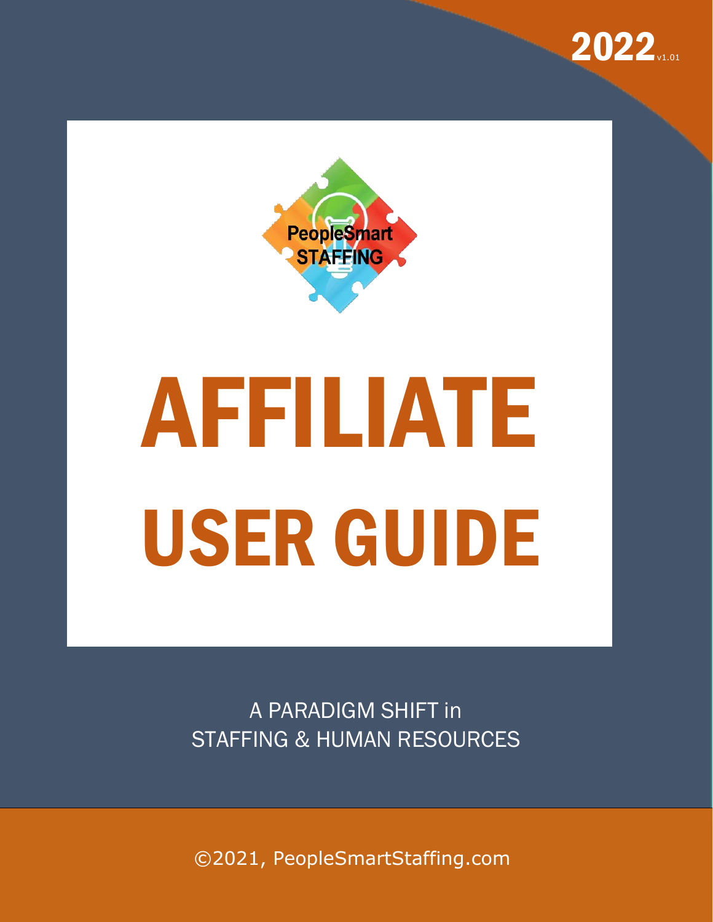2022 v1.01

PeopleSmart STAFFING

# AFFILIATE USER GUIDE

A PARADIGM SHIFT in
STAFFING & HUMAN RESOURCES

©2021, PeopleSmartStaffing.com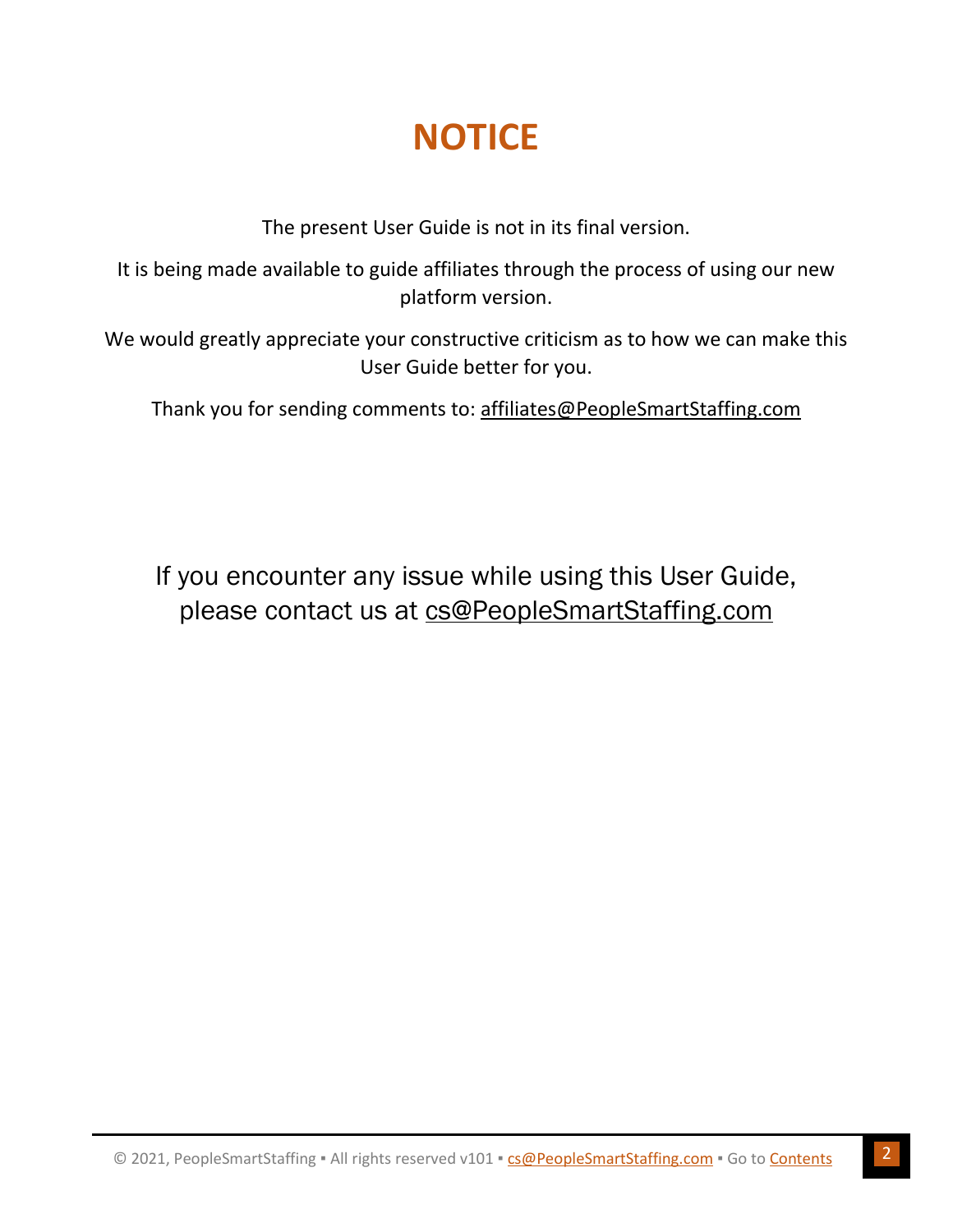# NOTICE

The present User Guide is not in its final version.

It is being made available to guide affiliates through the process of using our new platform version.

We would greatly appreciate your constructive criticism as to how we can make this User Guide better for you.

Thank you for sending comments to: affiliates@PeopleSmartStaffing.com

If you encounter any issue while using this User Guide, please contact us at cs@PeopleSmartStaffing.com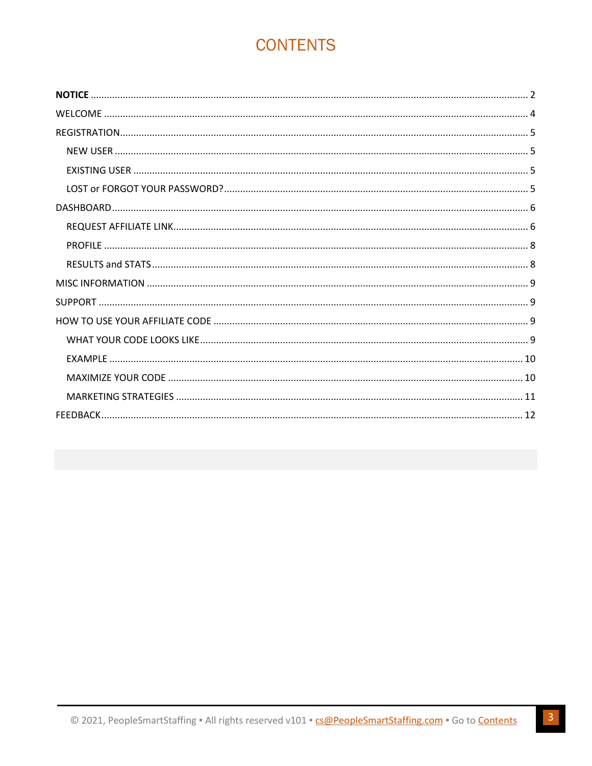# CONTENTS

**NOTICE** .......... 2

WELCOME .......... 4

REGISTRATION .......... 5

- NEW USER .......... 5
- EXISTING USER .......... 5
- LOST or FORGOT YOUR PASSWORD? .......... 5

DASHBOARD .......... 6

- REQUEST AFFILIATE LINK .......... 6
- PROFILE .......... 8
- RESULTS and STATS .......... 8

MISC INFORMATION .......... 9

SUPPORT .......... 9

HOW TO USE YOUR AFFILIATE CODE .......... 9

- WHAT YOUR CODE LOOKS LIKE .......... 9
- EXAMPLE .......... 10
- MAXIMIZE YOUR CODE .......... 10
- MARKETING STRATEGIES .......... 11

FEEDBACK .......... 12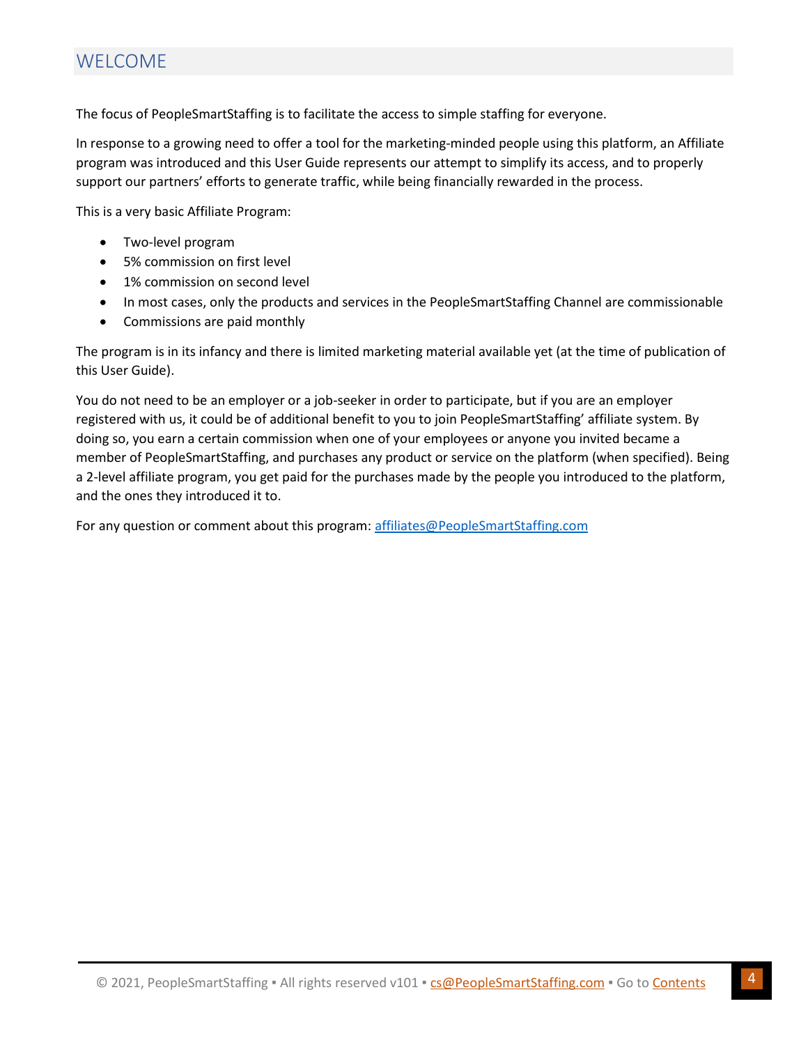## WELCOME

The focus of PeopleSmartStaffing is to facilitate the access to simple staffing for everyone.

In response to a growing need to offer a tool for the marketing-minded people using this platform, an Affiliate program was introduced and this User Guide represents our attempt to simplify its access, and to properly support our partners' efforts to generate traffic, while being financially rewarded in the process.

This is a very basic Affiliate Program:

- Two-level program
- 5% commission on first level
- 1% commission on second level
- In most cases, only the products and services in the PeopleSmartStaffing Channel are commissionable
- Commissions are paid monthly

The program is in its infancy and there is limited marketing material available yet (at the time of publication of this User Guide).

You do not need to be an employer or a job-seeker in order to participate, but if you are an employer registered with us, it could be of additional benefit to you to join PeopleSmartStaffing' affiliate system. By doing so, you earn a certain commission when one of your employees or anyone you invited became a member of PeopleSmartStaffing, and purchases any product or service on the platform (when specified). Being a 2-level affiliate program, you get paid for the purchases made by the people you introduced to the platform, and the ones they introduced it to.

For any question or comment about this program: [affiliates@PeopleSmartStaffing.com](mailto:affiliates@PeopleSmartStaffing.com)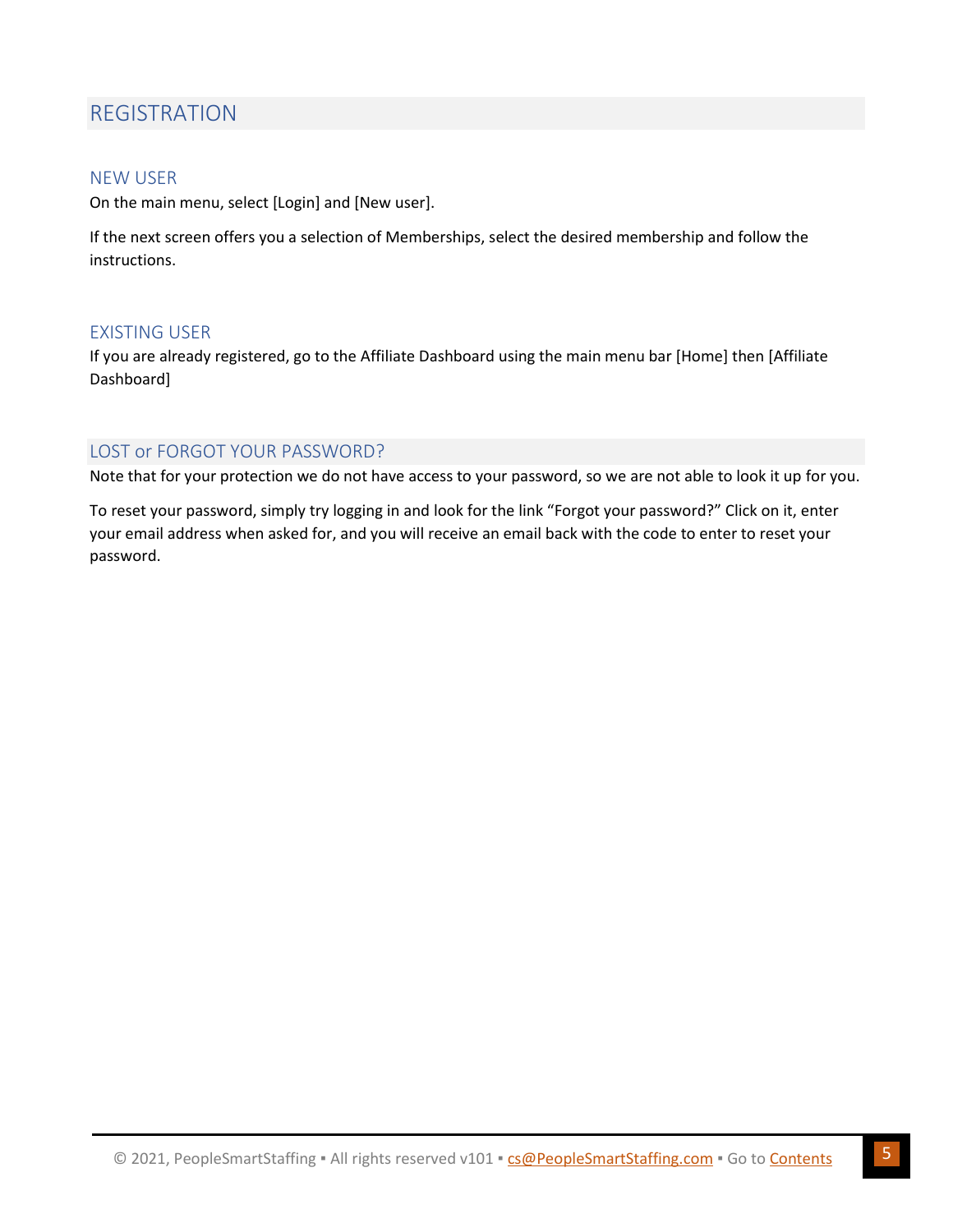# REGISTRATION

## NEW USER

On the main menu, select [Login] and [New user].

If the next screen offers you a selection of Memberships, select the desired membership and follow the instructions.

## EXISTING USER

If you are already registered, go to the Affiliate Dashboard using the main menu bar [Home] then [Affiliate Dashboard]

## LOST or FORGOT YOUR PASSWORD?

Note that for your protection we do not have access to your password, so we are not able to look it up for you.

To reset your password, simply try logging in and look for the link "Forgot your password?" Click on it, enter your email address when asked for, and you will receive an email back with the code to enter to reset your password.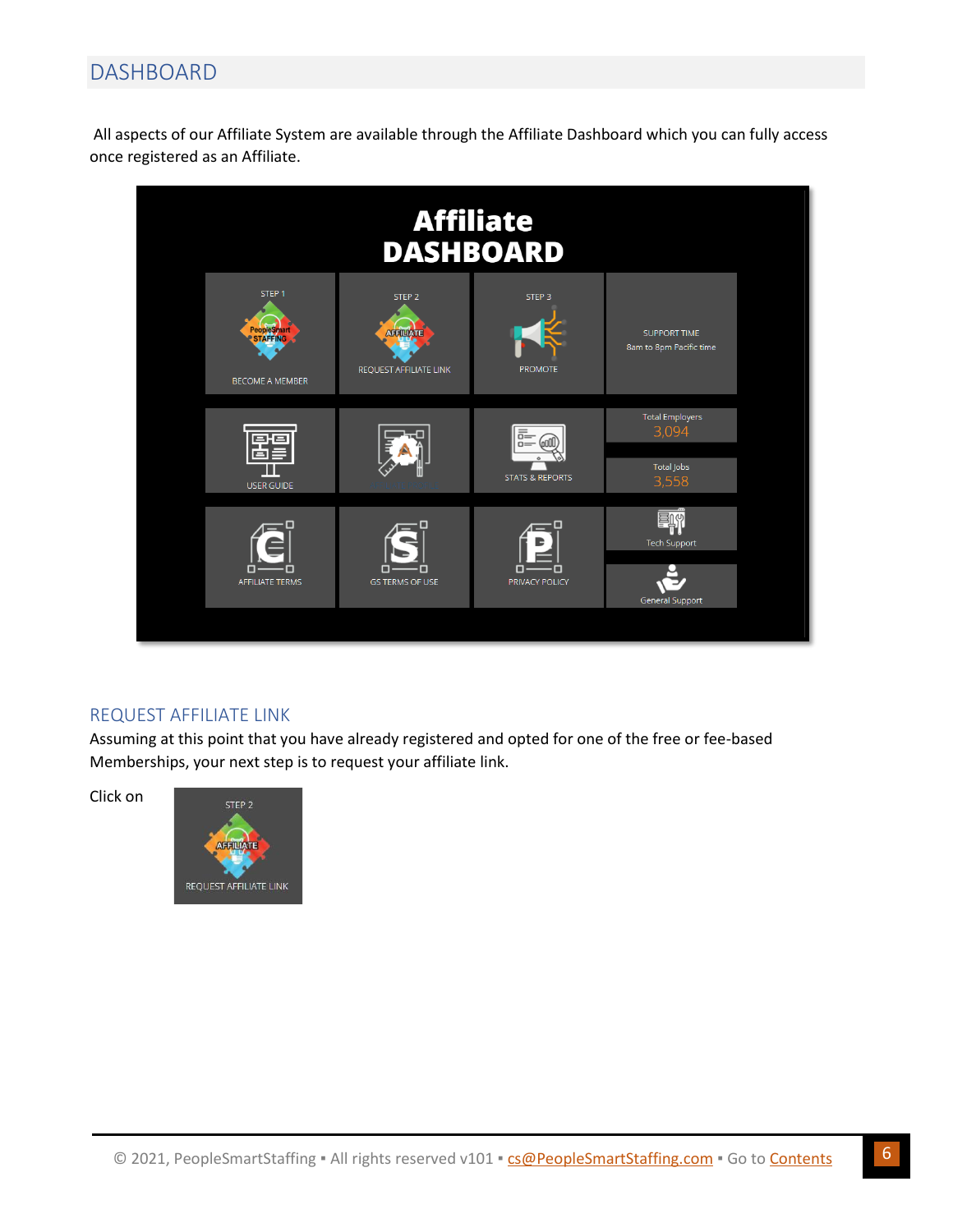## DASHBOARD

All aspects of our Affiliate System are available through the Affiliate Dashboard which you can fully access once registered as an Affiliate.

### REQUEST AFFILIATE LINK

Assuming at this point that you have already registered and opted for one of the free or fee-based Memberships, your next step is to request your affiliate link.

Click on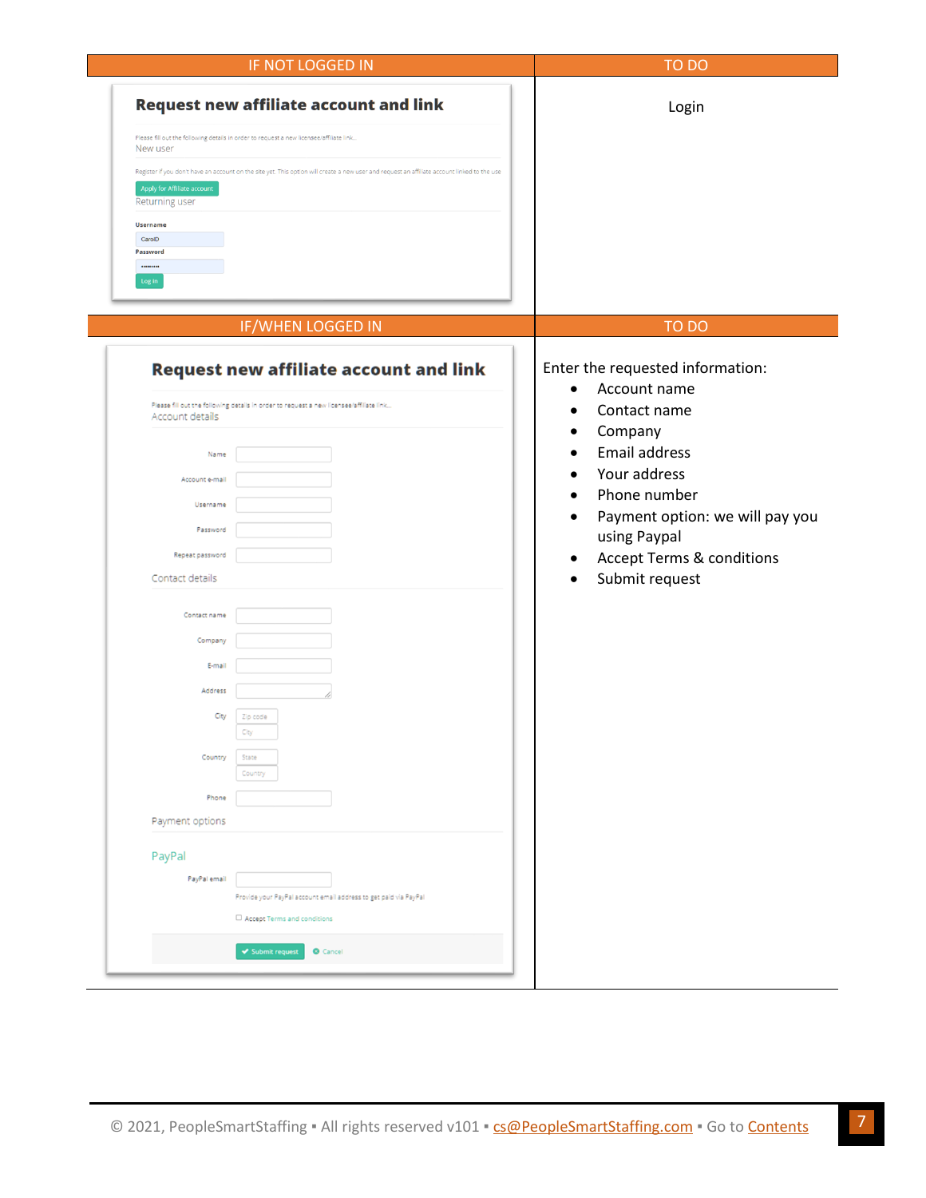| IF NOT LOGGED IN | TO DO |
|---|---|
| **Request new affiliate account and link**<br>Please fill out the following details in order to request a new licensee/affiliate link...<br>New user<br>Register if you don't have an account on the site yet. This option will create a new user and request an affiliate account linked to the use<br>Apply for Affiliate account<br>Returning user<br>Username<br>CarolD<br>Password<br>Log in | Login |

| IF/WHEN LOGGED IN | TO DO |
|---|---|
| **Request new affiliate account and link**<br>Please fill out the following details in order to request a new licensee/affiliate link...<br>Account details<br>Name<br>Account e-mail<br>Username<br>Password<br>Repeat password<br>Contact details<br>Contact name<br>Company<br>E-mail<br>Address<br>City: Zip code, City<br>Country: State, Country<br>Phone<br>Payment options<br>PayPal<br>PayPal email<br>Provide your PayPal account email address to get paid via PayPal<br>Accept Terms and conditions<br>Submit request · Cancel | Enter the requested information:<br>• Account name<br>• Contact name<br>• Company<br>• Email address<br>• Your address<br>• Phone number<br>• Payment option: we will pay you using Paypal<br>• Accept Terms & conditions<br>• Submit request |

© 2021, PeopleSmartStaffing ▪ All rights reserved v101 ▪ cs@PeopleSmartStaffing.com ▪ Go to Contents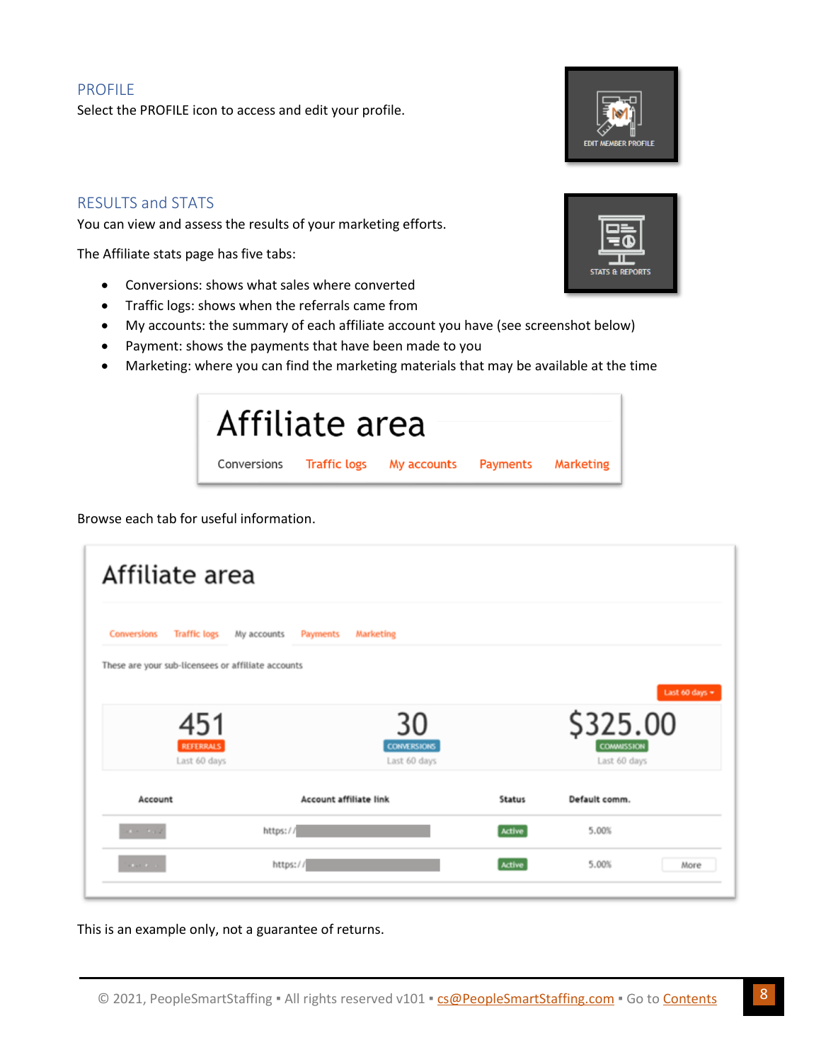## PROFILE

Select the PROFILE icon to access and edit your profile.

## RESULTS and STATS

You can view and assess the results of your marketing efforts.

The Affiliate stats page has five tabs:

- Conversions: shows what sales where converted
- Traffic logs: shows when the referrals came from
- My accounts: the summary of each affiliate account you have (see screenshot below)
- Payment: shows the payments that have been made to you
- Marketing: where you can find the marketing materials that may be available at the time

Browse each tab for useful information.

This is an example only, not a guarantee of returns.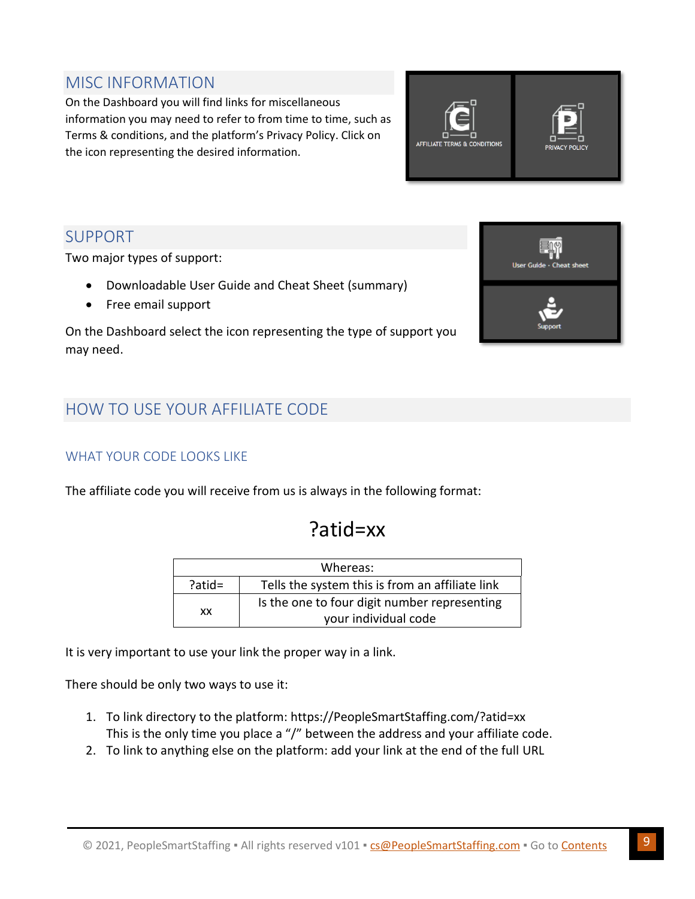## MISC INFORMATION

On the Dashboard you will find links for miscellaneous information you may need to refer to from time to time, such as Terms & conditions, and the platform's Privacy Policy. Click on the icon representing the desired information.

## SUPPORT

Two major types of support:

- Downloadable User Guide and Cheat Sheet (summary)
- Free email support

On the Dashboard select the icon representing the type of support you may need.

## HOW TO USE YOUR AFFILIATE CODE

### WHAT YOUR CODE LOOKS LIKE

The affiliate code you will receive from us is always in the following format:

?atid=xx

| Whereas: | |
|---|---|
| ?atid= | Tells the system this is from an affiliate link |
| xx | Is the one to four digit number representing your individual code |

It is very important to use your link the proper way in a link.

There should be only two ways to use it:

1. To link directory to the platform: https://PeopleSmartStaffing.com/?atid=xx
   This is the only time you place a "/" between the address and your affiliate code.
2. To link to anything else on the platform: add your link at the end of the full URL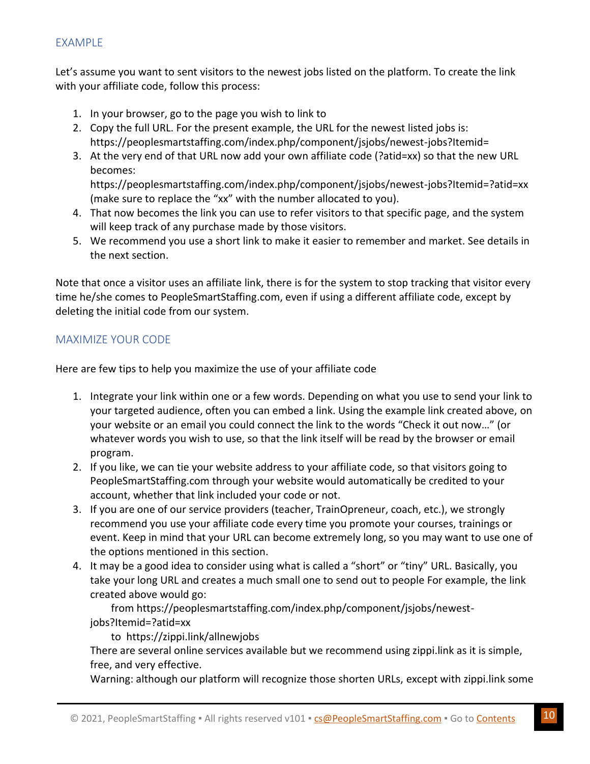## EXAMPLE

Let's assume you want to sent visitors to the newest jobs listed on the platform. To create the link with your affiliate code, follow this process:

1. In your browser, go to the page you wish to link to
2. Copy the full URL. For the present example, the URL for the newest listed jobs is: https://peoplesmartstaffing.com/index.php/component/jsjobs/newest-jobs?Itemid=
3. At the very end of that URL now add your own affiliate code (?atid=xx) so that the new URL becomes:
   https://peoplesmartstaffing.com/index.php/component/jsjobs/newest-jobs?Itemid=?atid=xx (make sure to replace the "xx" with the number allocated to you).
4. That now becomes the link you can use to refer visitors to that specific page, and the system will keep track of any purchase made by those visitors.
5. We recommend you use a short link to make it easier to remember and market. See details in the next section.

Note that once a visitor uses an affiliate link, there is for the system to stop tracking that visitor every time he/she comes to PeopleSmartStaffing.com, even if using a different affiliate code, except by deleting the initial code from our system.

## MAXIMIZE YOUR CODE

Here are few tips to help you maximize the use of your affiliate code

1. Integrate your link within one or a few words. Depending on what you use to send your link to your targeted audience, often you can embed a link. Using the example link created above, on your website or an email you could connect the link to the words "Check it out now…" (or whatever words you wish to use, so that the link itself will be read by the browser or email program.
2. If you like, we can tie your website address to your affiliate code, so that visitors going to PeopleSmartStaffing.com through your website would automatically be credited to your account, whether that link included your code or not.
3. If you are one of our service providers (teacher, TrainOpreneur, coach, etc.), we strongly recommend you use your affiliate code every time you promote your courses, trainings or event. Keep in mind that your URL can become extremely long, so you may want to use one of the options mentioned in this section.
4. It may be a good idea to consider using what is called a "short" or "tiny" URL. Basically, you take your long URL and creates a much small one to send out to people For example, the link created above would go:

   from https://peoplesmartstaffing.com/index.php/component/jsjobs/newest-jobs?Itemid=?atid=xx

   to https://zippi.link/allnewjobs

   There are several online services available but we recommend using zippi.link as it is simple, free, and very effective.

   Warning: although our platform will recognize those shorten URLs, except with zippi.link some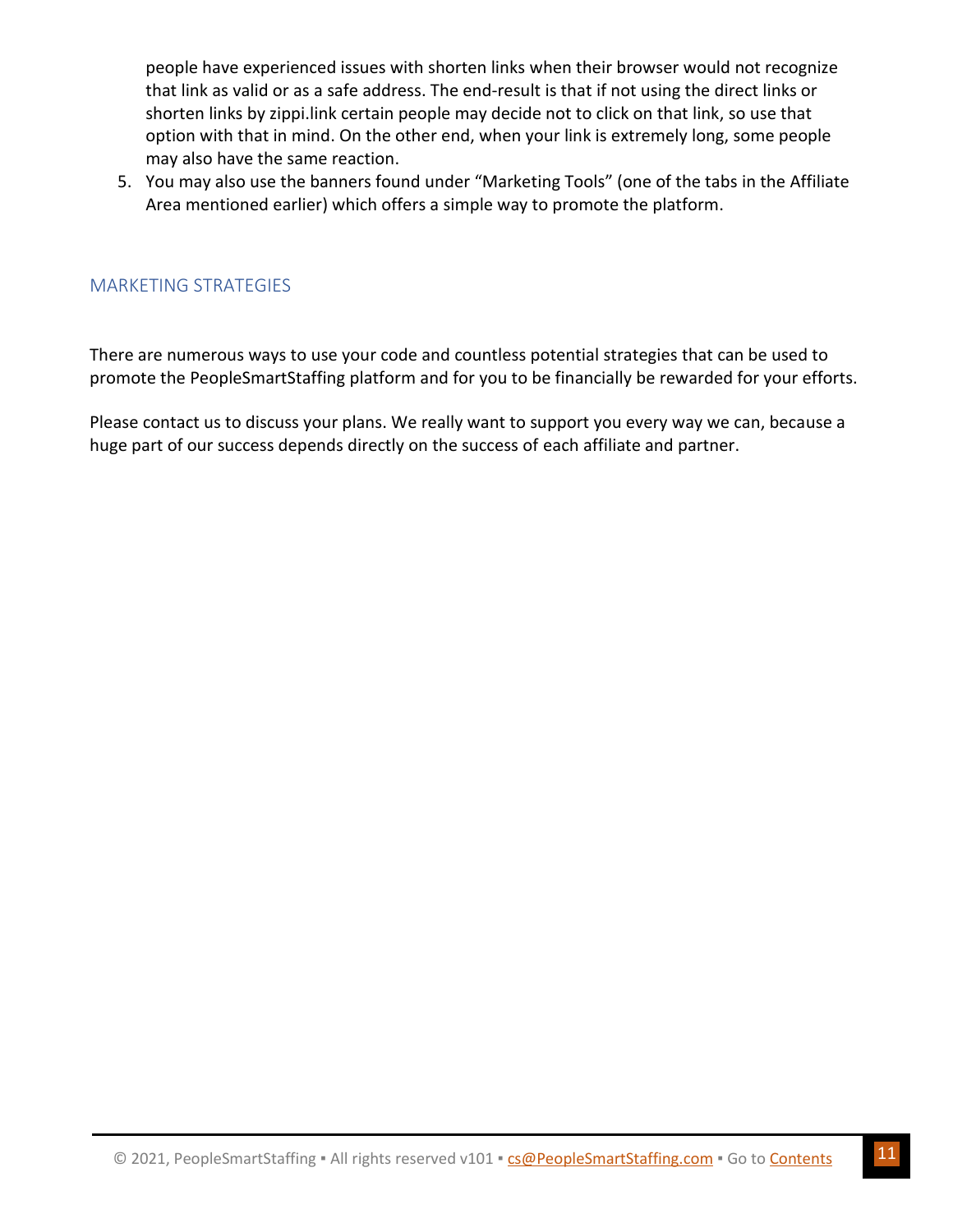people have experienced issues with shorten links when their browser would not recognize that link as valid or as a safe address. The end-result is that if not using the direct links or shorten links by zippi.link certain people may decide not to click on that link, so use that option with that in mind. On the other end, when your link is extremely long, some people may also have the same reaction.

5. You may also use the banners found under "Marketing Tools" (one of the tabs in the Affiliate Area mentioned earlier) which offers a simple way to promote the platform.

## MARKETING STRATEGIES

There are numerous ways to use your code and countless potential strategies that can be used to promote the PeopleSmartStaffing platform and for you to be financially be rewarded for your efforts.

Please contact us to discuss your plans. We really want to support you every way we can, because a huge part of our success depends directly on the success of each affiliate and partner.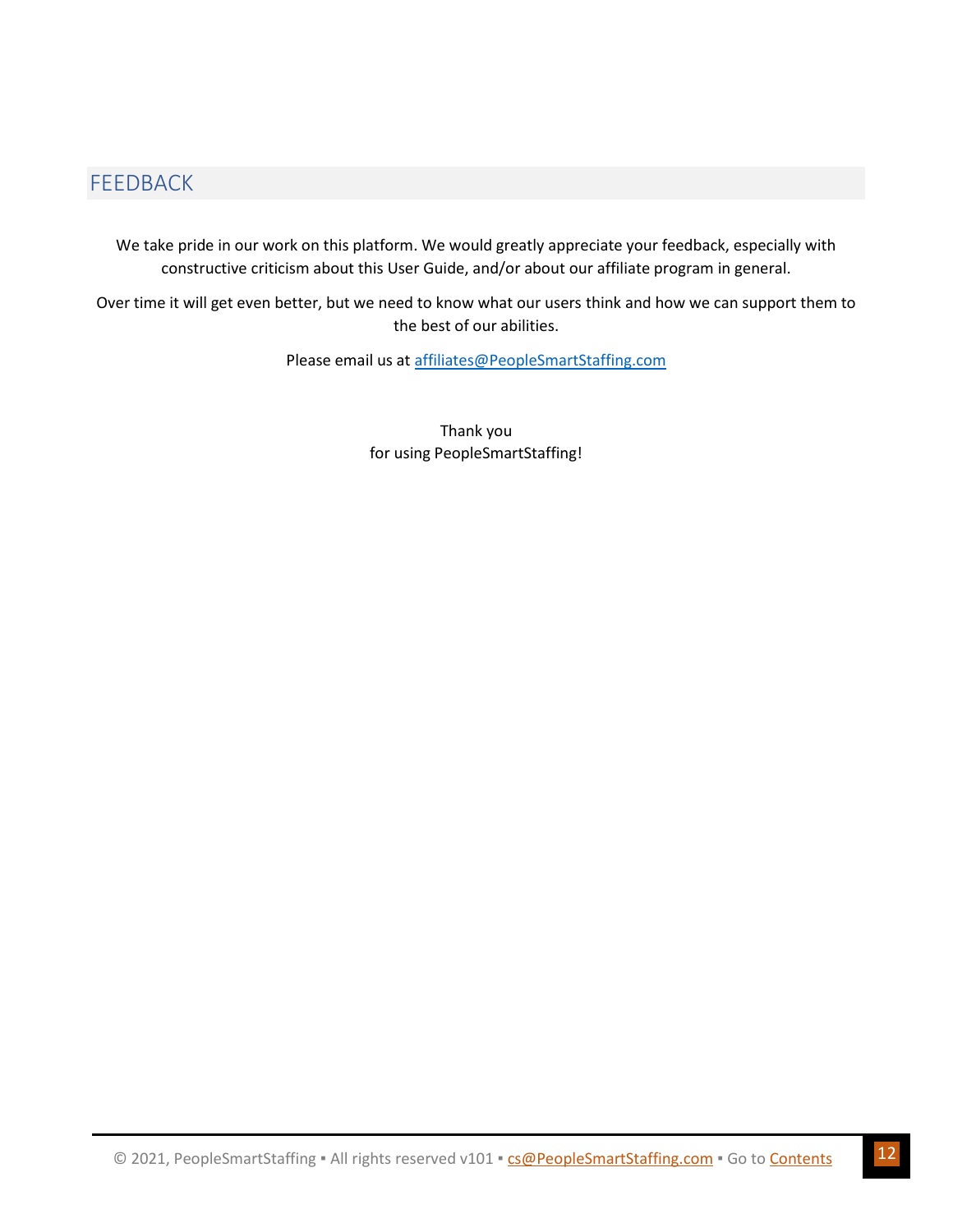## FEEDBACK

We take pride in our work on this platform. We would greatly appreciate your feedback, especially with constructive criticism about this User Guide, and/or about our affiliate program in general.

Over time it will get even better, but we need to know what our users think and how we can support them to the best of our abilities.

Please email us at affiliates@PeopleSmartStaffing.com

Thank you
for using PeopleSmartStaffing!